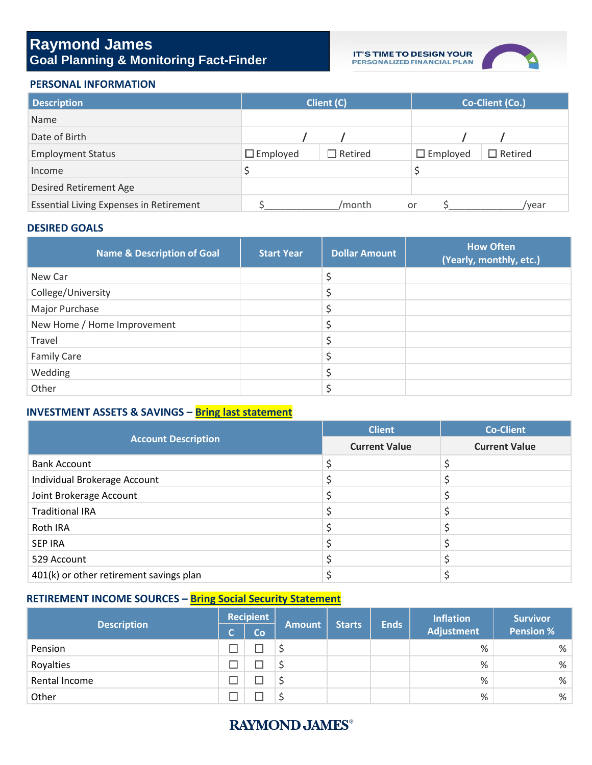# Raymond James
## Goal Planning & Monitoring Fact-Finder

IT'S TIME TO DESIGN YOUR PERSONALIZED FINANCIAL PLAN

### PERSONAL INFORMATION

| Description | Client (C) | | Co-Client (Co.) | |
|---|---|---|---|---|
| Name | | | | |
| Date of Birth | / / | | / / | |
| Employment Status | ☐ Employed | ☐ Retired | ☐ Employed | ☐ Retired |
| Income | $ | | $ | |
| Desired Retirement Age | | | | |
| Essential Living Expenses in Retirement | $____________/month | | or $____________/year | |

### DESIRED GOALS

| Name & Description of Goal | Start Year | Dollar Amount | How Often (Yearly, monthly, etc.) |
|---|---|---|---|
| New Car | | $ | |
| College/University | | $ | |
| Major Purchase | | $ | |
| New Home / Home Improvement | | $ | |
| Travel | | $ | |
| Family Care | | $ | |
| Wedding | | $ | |
| Other | | $ | |

### INVESTMENT ASSETS & SAVINGS – Bring last statement

| Account Description | Client | Co-Client |
|---|---|---|
| | Current Value | Current Value |
| Bank Account | $ | $ |
| Individual Brokerage Account | $ | $ |
| Joint Brokerage Account | $ | $ |
| Traditional IRA | $ | $ |
| Roth IRA | $ | $ |
| SEP IRA | $ | $ |
| 529 Account | $ | $ |
| 401(k) or other retirement savings plan | $ | $ |

### RETIREMENT INCOME SOURCES – Bring Social Security Statement

| Description | Recipient | | Amount | Starts | Ends | Inflation Adjustment | Survivor Pension % |
|---|---|---|---|---|---|---|---|
| | C | Co | | | | | |
| Pension | ☐ | ☐ | $ | | | % | % |
| Royalties | ☐ | ☐ | $ | | | % | % |
| Rental Income | ☐ | ☐ | $ | | | % | % |
| Other | ☐ | ☐ | $ | | | % | % |

RAYMOND JAMES®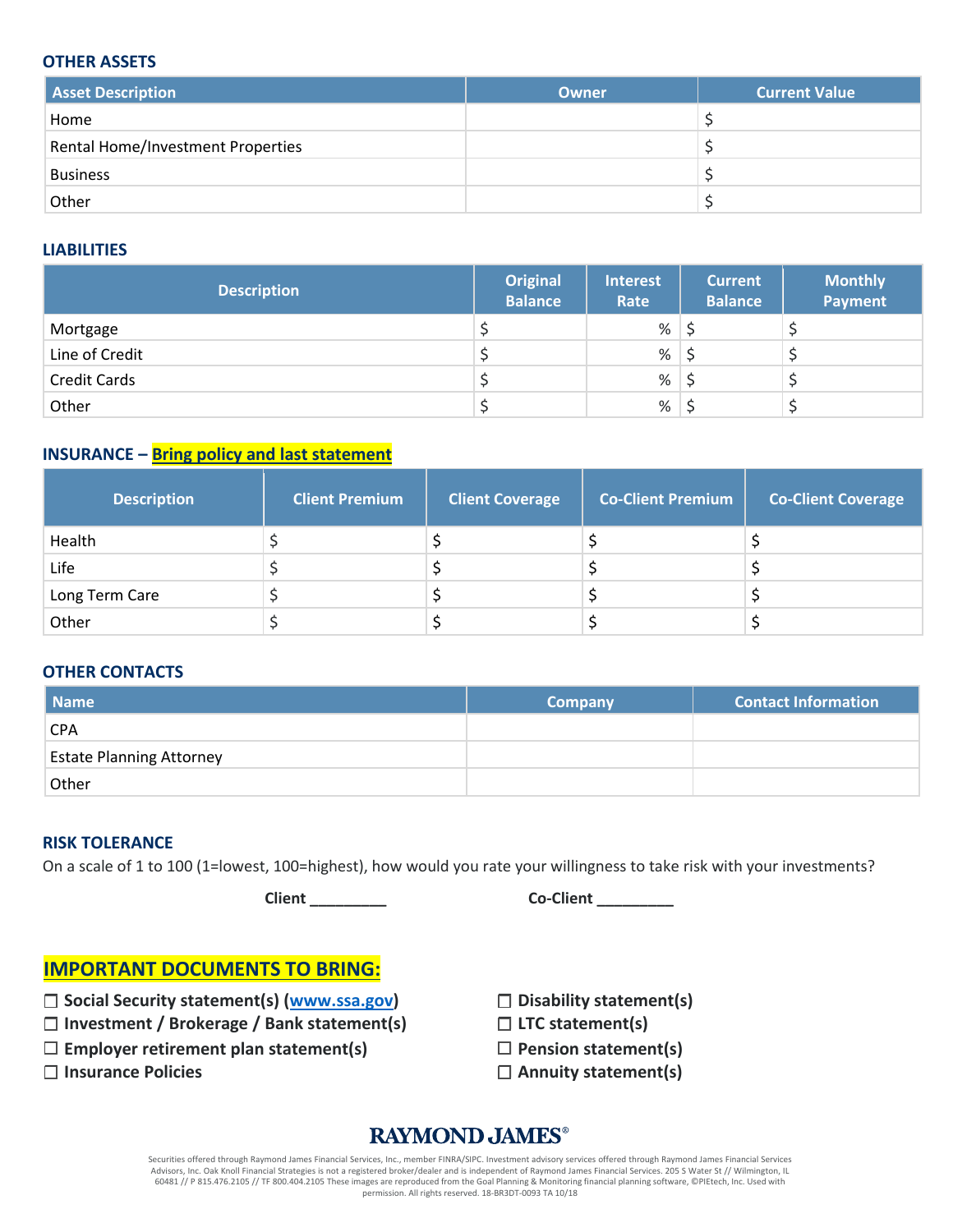## OTHER ASSETS

| Asset Description | Owner | Current Value |
| --- | --- | --- |
| Home | | $ |
| Rental Home/Investment Properties | | $ |
| Business | | $ |
| Other | | $ |

## LIABILITIES

| Description | Original Balance | Interest Rate | Current Balance | Monthly Payment |
| --- | --- | --- | --- | --- |
| Mortgage | $ | % | $ | $ |
| Line of Credit | $ | % | $ | $ |
| Credit Cards | $ | % | $ | $ |
| Other | $ | % | $ | $ |

## INSURANCE – Bring policy and last statement

| Description | Client Premium | Client Coverage | Co-Client Premium | Co-Client Coverage |
| --- | --- | --- | --- | --- |
| Health | $ | $ | $ | $ |
| Life | $ | $ | $ | $ |
| Long Term Care | $ | $ | $ | $ |
| Other | $ | $ | $ | $ |

## OTHER CONTACTS

| Name | Company | Contact Information |
| --- | --- | --- |
| CPA | | |
| Estate Planning Attorney | | |
| Other | | |

## RISK TOLERANCE

On a scale of 1 to 100 (1=lowest, 100=highest), how would you rate your willingness to take risk with your investments?

**Client** _________ **Co-Client** _________

## IMPORTANT DOCUMENTS TO BRING:

- ☐ **Social Security statement(s) (www.ssa.gov)**
- ☐ **Investment / Brokerage / Bank statement(s)**
- ☐ **Employer retirement plan statement(s)**
- ☐ **Insurance Policies**
- ☐ **Disability statement(s)**
- ☐ **LTC statement(s)**
- ☐ **Pension statement(s)**
- ☐ **Annuity statement(s)**

RAYMOND JAMES®

Securities offered through Raymond James Financial Services, Inc., member FINRA/SIPC. Investment advisory services offered through Raymond James Financial Services Advisors, Inc. Oak Knoll Financial Strategies is not a registered broker/dealer and is independent of Raymond James Financial Services. 205 S Water St // Wilmington, IL 60481 // P 815.476.2105 // TF 800.404.2105 These images are reproduced from the Goal Planning & Monitoring financial planning software, ©PIEtech, Inc. Used with permission. All rights reserved. 18-BR3DT-0093 TA 10/18